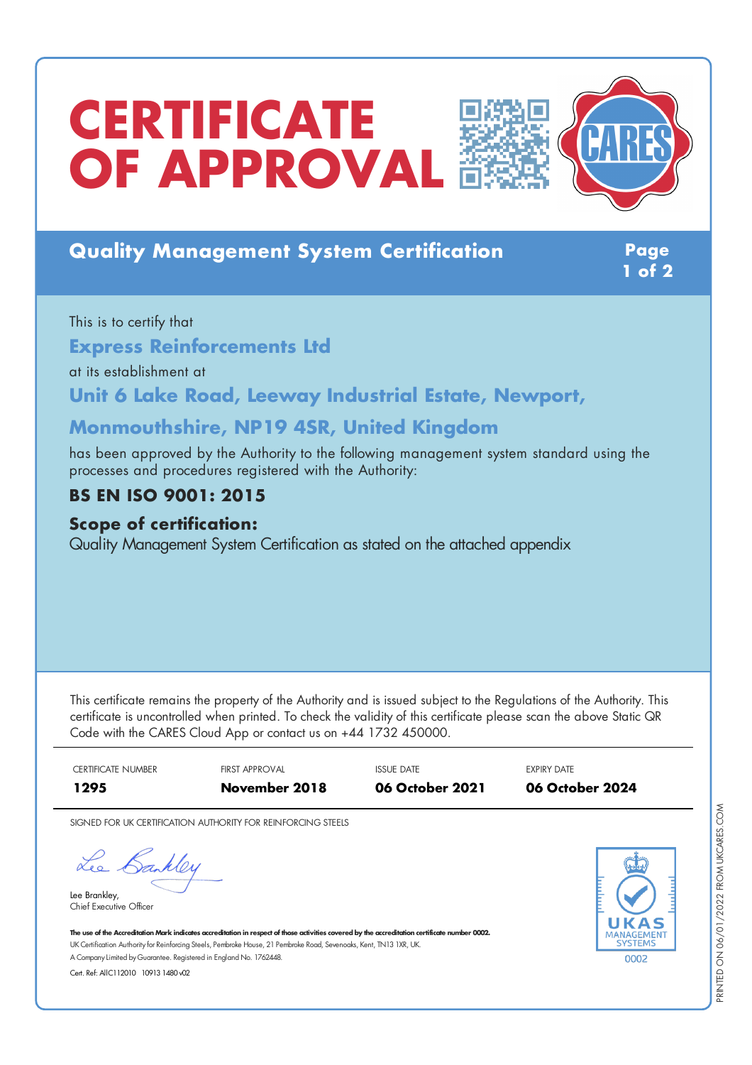# CERTIFICATE OF APPROVAL

CARES

## Quality Management System Certification

This is to certify that

**Express Reinforcements Ltd**

at its establishment at

**Unit 6 Lake Road, Leeway Industrial Estate, Newport, Monmouthshire, NP19 4SR, United Kingdom**

has been approved by the Authority to the following management system standard using the processes and procedures registered with the Authority:

**BS EN ISO 9001: 2015**

**Scope of certification:**

Quality Management System Certification as stated on the attached appendix

This certificate remains the property of the Authority and is issued subject to the Regulations of the Authority. This certificate is uncontrolled when printed. To check the validity of this certificate please scan the above Static QR Code with the CARES Cloud App or contact us on +44 1732 450000.

| CERTIFICATE NUMBER | FIRST APPROVAL | ISSUE DATE | EXPIRY DATE |
|---|---|---|---|
| **1295** | **November 2018** | **06 October 2021** | **06 October 2024** |

SIGNED FOR UK CERTIFICATION AUTHORITY FOR REINFORCING STEELS

Lee Brankley,
Chief Executive Officer

**The use of the Accreditation Mark indicates accreditation in respect of those activities covered by the accreditation certificate number 0002.**
UK Certification Authority for Reinforcing Steels, Pembroke House, 21 Pembroke Road, Sevenoaks, Kent, TN13 1XR, UK.
A Company Limited by Guarantee. Registered in England No. 1762448.

Cert. Ref: AIIC112010 10913 1480 v02

UKAS MANAGEMENT SYSTEMS 0002

PRINTED ON 06/01/2022 FROM UKCARES.COM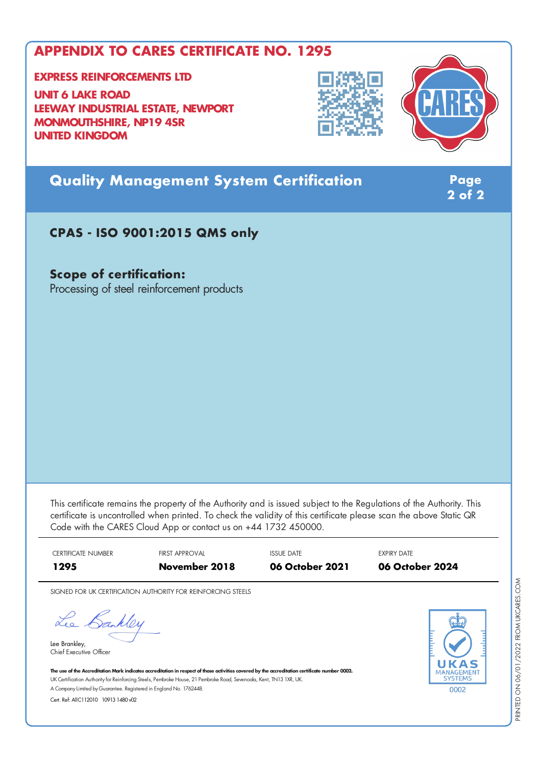# APPENDIX TO CARES CERTIFICATE NO. 1295

**EXPRESS REINFORCEMENTS LTD**

**UNIT 6 LAKE ROAD**
**LEEWAY INDUSTRIAL ESTATE, NEWPORT**
**MONMOUTHSHIRE, NP19 4SR**
**UNITED KINGDOM**

## Quality Management System Certification

### CPAS - ISO 9001:2015 QMS only

**Scope of certification:**
Processing of steel reinforcement products

This certificate remains the property of the Authority and is issued subject to the Regulations of the Authority. This certificate is uncontrolled when printed. To check the validity of this certificate please scan the above Static QR Code with the CARES Cloud App or contact us on +44 1732 450000.

| CERTIFICATE NUMBER | FIRST APPROVAL | ISSUE DATE | EXPIRY DATE |
|---|---|---|---|
| **1295** | **November 2018** | **06 October 2021** | **06 October 2024** |

SIGNED FOR UK CERTIFICATION AUTHORITY FOR REINFORCING STEELS

Lee Brankley,
Chief Executive Officer

**The use of the Accreditation Mark indicates accreditation in respect of those activities covered by the accreditation certificate number 0002.**
UK Certification Authority for Reinforcing Steels, Pembroke House, 21 Pembroke Road, Sevenoaks, Kent, TN13 1XR, UK.
A Company Limited by Guarantee. Registered in England No. 1762448.
Cert. Ref: AIIC112010 10913 1480 v02

UKAS MANAGEMENT SYSTEMS 0002

PRINTED ON 06/01/2022 FROM UKCARES.COM